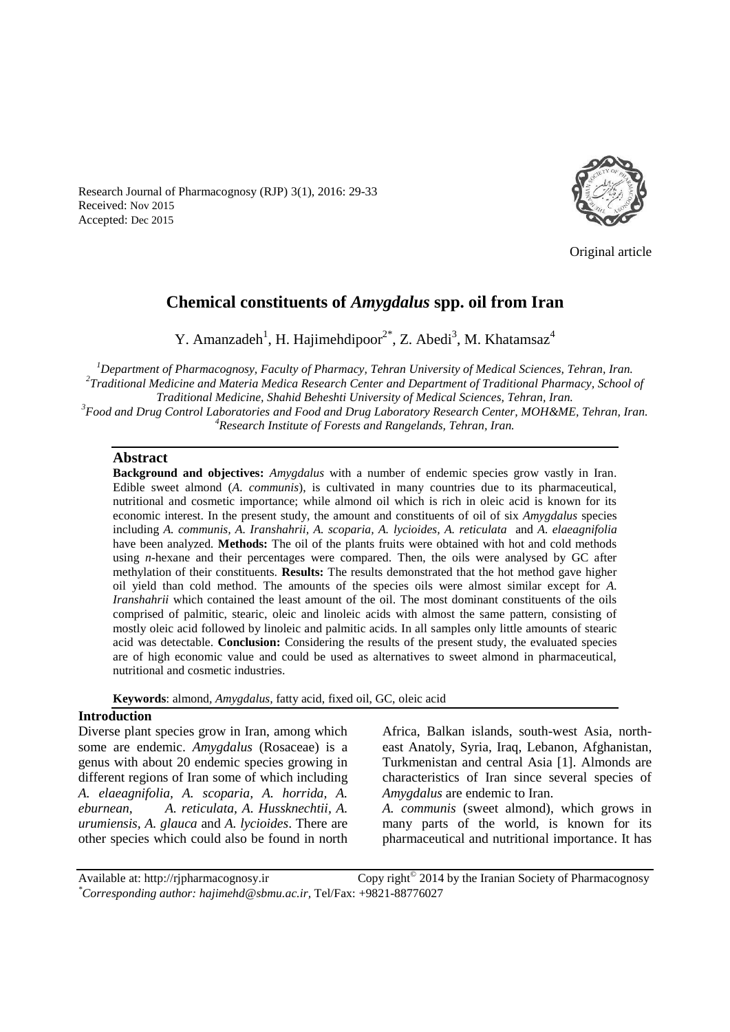Research Journal of Pharmacognosy (RJP) 3(1), 2016: 29-33
Received: Nov 2015
Accepted: Dec 2015

Original article

# Chemical constituents of *Amygdalus* spp. oil from Iran

Y. Amanzadeh[1], H. Hajimehdipoor[2*], Z. Abedi[3], M. Khatamsaz[4]

[1]*Department of Pharmacognosy, Faculty of Pharmacy, Tehran University of Medical Sciences, Tehran, Iran.*
[2]*Traditional Medicine and Materia Medica Research Center and Department of Traditional Pharmacy, School of Traditional Medicine, Shahid Beheshti University of Medical Sciences, Tehran, Iran.*
[3]*Food and Drug Control Laboratories and Food and Drug Laboratory Research Center, MOH&ME, Tehran, Iran.*
[4]*Research Institute of Forests and Rangelands, Tehran, Iran.*

## Abstract

**Background and objectives:** *Amygdalus* with a number of endemic species grow vastly in Iran. Edible sweet almond (*A. communis*), is cultivated in many countries due to its pharmaceutical, nutritional and cosmetic importance; while almond oil which is rich in oleic acid is known for its economic interest. In the present study, the amount and constituents of oil of six *Amygdalus* species including *A. communis, A. Iranshahrii, A. scoparia, A. lycioides, A. reticulata* and *A. elaeagnifolia* have been analyzed. **Methods:** The oil of the plants fruits were obtained with hot and cold methods using *n*-hexane and their percentages were compared. Then, the oils were analysed by GC after methylation of their constituents. **Results:** The results demonstrated that the hot method gave higher oil yield than cold method. The amounts of the species oils were almost similar except for *A. Iranshahrii* which contained the least amount of the oil. The most dominant constituents of the oils comprised of palmitic, stearic, oleic and linoleic acids with almost the same pattern, consisting of mostly oleic acid followed by linoleic and palmitic acids. In all samples only little amounts of stearic acid was detectable. **Conclusion:** Considering the results of the present study, the evaluated species are of high economic value and could be used as alternatives to sweet almond in pharmaceutical, nutritional and cosmetic industries.

**Keywords**: almond, *Amygdalus*, fatty acid, fixed oil, GC, oleic acid

## Introduction

Diverse plant species grow in Iran, among which some are endemic. *Amygdalus* (Rosaceae) is a genus with about 20 endemic species growing in different regions of Iran some of which including *A. elaeagnifolia, A. scoparia, A. horrida, A. eburnean, A. reticulata, A. Hussknechtii, A. urumiensis, A. glauca* and *A. lycioides*. There are other species which could also be found in north Africa, Balkan islands, south-west Asia, north-east Anatoly, Syria, Iraq, Lebanon, Afghanistan, Turkmenistan and central Asia [1]. Almonds are characteristics of Iran since several species of *Amygdalus* are endemic to Iran.

*A. communis* (sweet almond), which grows in many parts of the world, is known for its pharmaceutical and nutritional importance. It has

Available at: http://rjpharmacognosy.ir Copy right© 2014 by the Iranian Society of Pharmacognosy
*Corresponding author: hajimehd@sbmu.ac.ir, Tel/Fax: +9821-88776027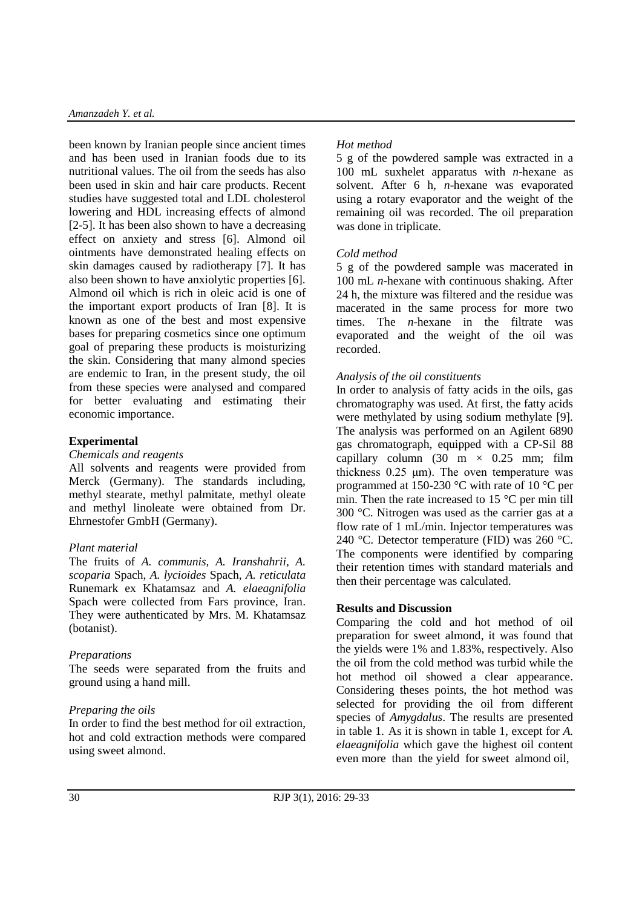been known by Iranian people since ancient times and has been used in Iranian foods due to its nutritional values. The oil from the seeds has also been used in skin and hair care products. Recent studies have suggested total and LDL cholesterol lowering and HDL increasing effects of almond [2-5]. It has been also shown to have a decreasing effect on anxiety and stress [6]. Almond oil ointments have demonstrated healing effects on skin damages caused by radiotherapy [7]. It has also been shown to have anxiolytic properties [6]. Almond oil which is rich in oleic acid is one of the important export products of Iran [8]. It is known as one of the best and most expensive bases for preparing cosmetics since one optimum goal of preparing these products is moisturizing the skin. Considering that many almond species are endemic to Iran, in the present study, the oil from these species were analysed and compared for better evaluating and estimating their economic importance.

## Experimental

### *Chemicals and reagents*

All solvents and reagents were provided from Merck (Germany). The standards including, methyl stearate, methyl palmitate, methyl oleate and methyl linoleate were obtained from Dr. Ehrnestofer GmbH (Germany).

### *Plant material*

The fruits of *A. communis, A. Iranshahrii, A. scoparia* Spach, *A. lycioides* Spach, *A. reticulata* Runemark ex Khatamsaz and *A. elaeagnifolia* Spach were collected from Fars province, Iran. They were authenticated by Mrs. M. Khatamsaz (botanist).

### *Preparations*

The seeds were separated from the fruits and ground using a hand mill.

### *Preparing the oils*

In order to find the best method for oil extraction, hot and cold extraction methods were compared using sweet almond.

### *Hot method*

5 g of the powdered sample was extracted in a 100 mL suxhelet apparatus with *n*-hexane as solvent. After 6 h, *n*-hexane was evaporated using a rotary evaporator and the weight of the remaining oil was recorded. The oil preparation was done in triplicate.

### *Cold method*

5 g of the powdered sample was macerated in 100 mL *n*-hexane with continuous shaking. After 24 h, the mixture was filtered and the residue was macerated in the same process for more two times. The *n*-hexane in the filtrate was evaporated and the weight of the oil was recorded.

### *Analysis of the oil constituents*

In order to analysis of fatty acids in the oils, gas chromatography was used. At first, the fatty acids were methylated by using sodium methylate [9]. The analysis was performed on an Agilent 6890 gas chromatograph, equipped with a CP-Sil 88 capillary column (30 m × 0.25 mm; film thickness 0.25 μm). The oven temperature was programmed at 150-230 °C with rate of 10 °C per min. Then the rate increased to 15 °C per min till 300 °C. Nitrogen was used as the carrier gas at a flow rate of 1 mL/min. Injector temperatures was 240 °C. Detector temperature (FID) was 260 °C. The components were identified by comparing their retention times with standard materials and then their percentage was calculated.

## Results and Discussion

Comparing the cold and hot method of oil preparation for sweet almond, it was found that the yields were 1% and 1.83%, respectively. Also the oil from the cold method was turbid while the hot method oil showed a clear appearance. Considering theses points, the hot method was selected for providing the oil from different species of *Amygdalus*. The results are presented in table 1. As it is shown in table 1, except for *A. elaeagnifolia* which gave the highest oil content even more than the yield for sweet almond oil,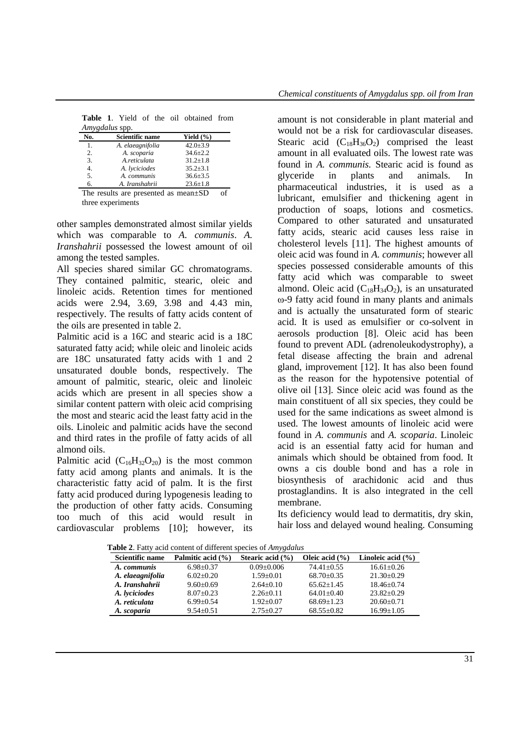**Table 1**. Yield of the oil obtained from *Amygdalus* spp.

| No. | Scientific name | Yield (%) |
|---|---|---|
| 1. | *A. elaeagnifolia* | 42.0±3.9 |
| 2. | *A. scoparia* | 34.6±2.2 |
| 3. | *A.reticulata* | 31.2±1.8 |
| 4. | *A. lyciciodes* | 35.2±3.1 |
| 5. | *A. communis* | 36.6±3.5 |
| 6. | *A. Iranshahrii* | 23.6±1.8 |

The results are presented as mean±SD of three experiments

other samples demonstrated almost similar yields which was comparable to *A. communis*. *A. Iranshahrii* possessed the lowest amount of oil among the tested samples.

All species shared similar GC chromatograms. They contained palmitic, stearic, oleic and linoleic acids. Retention times for mentioned acids were 2.94, 3.69, 3.98 and 4.43 min, respectively. The results of fatty acids content of the oils are presented in table 2.

Palmitic acid is a 16C and stearic acid is a 18C saturated fatty acid; while oleic and linoleic acids are 18C unsaturated fatty acids with 1 and 2 unsaturated double bonds, respectively. The amount of palmitic, stearic, oleic and linoleic acids which are present in all species show a similar content pattern with oleic acid comprising the most and stearic acid the least fatty acid in the oils. Linoleic and palmitic acids have the second and third rates in the profile of fatty acids of all almond oils.

Palmitic acid ($C_{16}H_{32}O_{20}$) is the most common fatty acid among plants and animals. It is the characteristic fatty acid of palm. It is the first fatty acid produced during lypogenesis leading to the production of other fatty acids. Consuming too much of this acid would result in cardiovascular problems [10]; however, its amount is not considerable in plant material and would not be a risk for cardiovascular diseases. Stearic acid ($C_{18}H_{36}O_2$) comprised the least amount in all evaluated oils. The lowest rate was found in *A. communis.* Stearic acid is found as glyceride in plants and animals. In pharmaceutical industries, it is used as a lubricant, emulsifier and thickening agent in production of soaps, lotions and cosmetics. Compared to other saturated and unsaturated fatty acids, stearic acid causes less raise in cholesterol levels [11]. The highest amounts of oleic acid was found in *A. communis*; however all species possessed considerable amounts of this fatty acid which was comparable to sweet almond. Oleic acid ($C_{18}H_{34}O_2$), is an unsaturated ω-9 fatty acid found in many plants and animals and is actually the unsaturated form of stearic acid. It is used as emulsifier or co-solvent in aerosols production [8]. Oleic acid has been found to prevent ADL (adrenoleukodystrophy), a fetal disease affecting the brain and adrenal gland, improvement [12]. It has also been found as the reason for the hypotensive potential of olive oil [13]. Since oleic acid was found as the main constituent of all six species, they could be used for the same indications as sweet almond is used. The lowest amounts of linoleic acid were found in *A. communis* and *A. scoparia*. Linoleic acid is an essential fatty acid for human and animals which should be obtained from food. It owns a cis double bond and has a role in biosynthesis of arachidonic acid and thus prostaglandins. It is also integrated in the cell membrane.

Its deficiency would lead to dermatitis, dry skin, hair loss and delayed wound healing. Consuming

**Table 2**. Fatty acid content of different species of *Amygdalus*

| Scientific name | Palmitic acid (%) | Stearic acid (%) | Oleic acid (%) | Linoleic acid (%) |
|---|---|---|---|---|
| *A. communis* | 6.98±0.37 | 0.09±0.006 | 74.41±0.55 | 16.61±0.26 |
| *A. elaeagnifolia* | 6.02±0.20 | 1.59±0.01 | 68.70±0.35 | 21.30±0.29 |
| *A. Iranshahrii* | 9.60±0.69 | 2.64±0.10 | 65.62±1.45 | 18.46±0.74 |
| *A. lyciciodes* | 8.07±0.23 | 2.26±0.11 | 64.01±0.40 | 23.82±0.29 |
| *A. reticulata* | 6.99±0.54 | 1.92±0.07 | 68.69±1.23 | 20.60±0.71 |
| *A. scoparia* | 9.54±0.51 | 2.75±0.27 | 68.55±0.82 | 16.99±1.05 |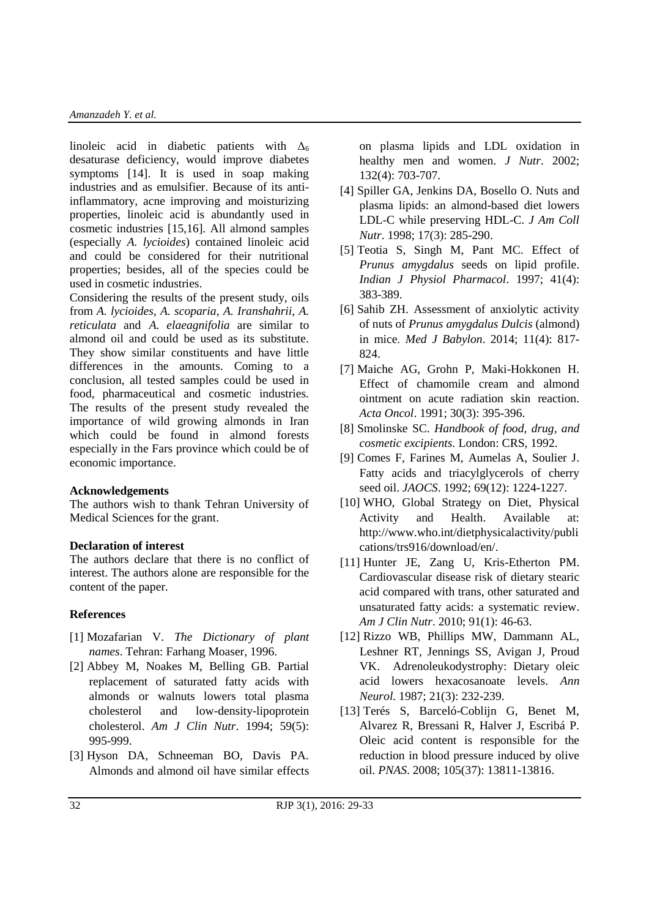linoleic acid in diabetic patients with $\Delta_6$ desaturase deficiency, would improve diabetes symptoms [14]. It is used in soap making industries and as emulsifier. Because of its anti-inflammatory, acne improving and moisturizing properties, linoleic acid is abundantly used in cosmetic industries [15,16]. All almond samples (especially *A. lycioides*) contained linoleic acid and could be considered for their nutritional properties; besides, all of the species could be used in cosmetic industries.

Considering the results of the present study, oils from *A. lycioides*, *A. scoparia*, *A. Iranshahrii*, *A. reticulata* and *A. elaeagnifolia* are similar to almond oil and could be used as its substitute. They show similar constituents and have little differences in the amounts. Coming to a conclusion, all tested samples could be used in food, pharmaceutical and cosmetic industries. The results of the present study revealed the importance of wild growing almonds in Iran which could be found in almond forests especially in the Fars province which could be of economic importance.

**Acknowledgements**

The authors wish to thank Tehran University of Medical Sciences for the grant.

**Declaration of interest**

The authors declare that there is no conflict of interest. The authors alone are responsible for the content of the paper.

**References**

[1] Mozafarian V. *The Dictionary of plant names*. Tehran: Farhang Moaser, 1996.

[2] Abbey M, Noakes M, Belling GB. Partial replacement of saturated fatty acids with almonds or walnuts lowers total plasma cholesterol and low-density-lipoprotein cholesterol. *Am J Clin Nutr*. 1994; 59(5): 995-999.

[3] Hyson DA, Schneeman BO, Davis PA. Almonds and almond oil have similar effects on plasma lipids and LDL oxidation in healthy men and women. *J Nutr*. 2002; 132(4): 703-707.

[4] Spiller GA, Jenkins DA, Bosello O. Nuts and plasma lipids: an almond-based diet lowers LDL-C while preserving HDL-C. *J Am Coll Nutr*. 1998; 17(3): 285-290.

[5] Teotia S, Singh M, Pant MC. Effect of *Prunus amygdalus* seeds on lipid profile. *Indian J Physiol Pharmacol*. 1997; 41(4): 383-389.

[6] Sahib ZH. Assessment of anxiolytic activity of nuts of *Prunus amygdalus Dulcis* (almond) in mice. *Med J Babylon*. 2014; 11(4): 817-824.

[7] Maiche AG, Grohn P, Maki-Hokkonen H. Effect of chamomile cream and almond ointment on acute radiation skin reaction. *Acta Oncol*. 1991; 30(3): 395-396.

[8] Smolinske SC. *Handbook of food, drug, and cosmetic excipients.* London: CRS, 1992.

[9] Comes F, Farines M, Aumelas A, Soulier J. Fatty acids and triacylglycerols of cherry seed oil. *JAOCS*. 1992; 69(12): 1224-1227.

[10] WHO, Global Strategy on Diet, Physical Activity and Health. Available at: http://www.who.int/dietphysicalactivity/publications/trs916/download/en/.

[11] Hunter JE, Zang U, Kris-Etherton PM. Cardiovascular disease risk of dietary stearic acid compared with trans, other saturated and unsaturated fatty acids: a systematic review. *Am J Clin Nutr*. 2010; 91(1): 46-63.

[12] Rizzo WB, Phillips MW, Dammann AL, Leshner RT, Jennings SS, Avigan J, Proud VK. Adrenoleukodystrophy: Dietary oleic acid lowers hexacosanoate levels. *Ann Neurol.* 1987; 21(3): 232-239.

[13] Terés S, Barceló-Coblijn G, Benet M, Alvarez R, Bressani R, Halver J, Escribá P. Oleic acid content is responsible for the reduction in blood pressure induced by olive oil. *PNAS*. 2008; 105(37): 13811-13816.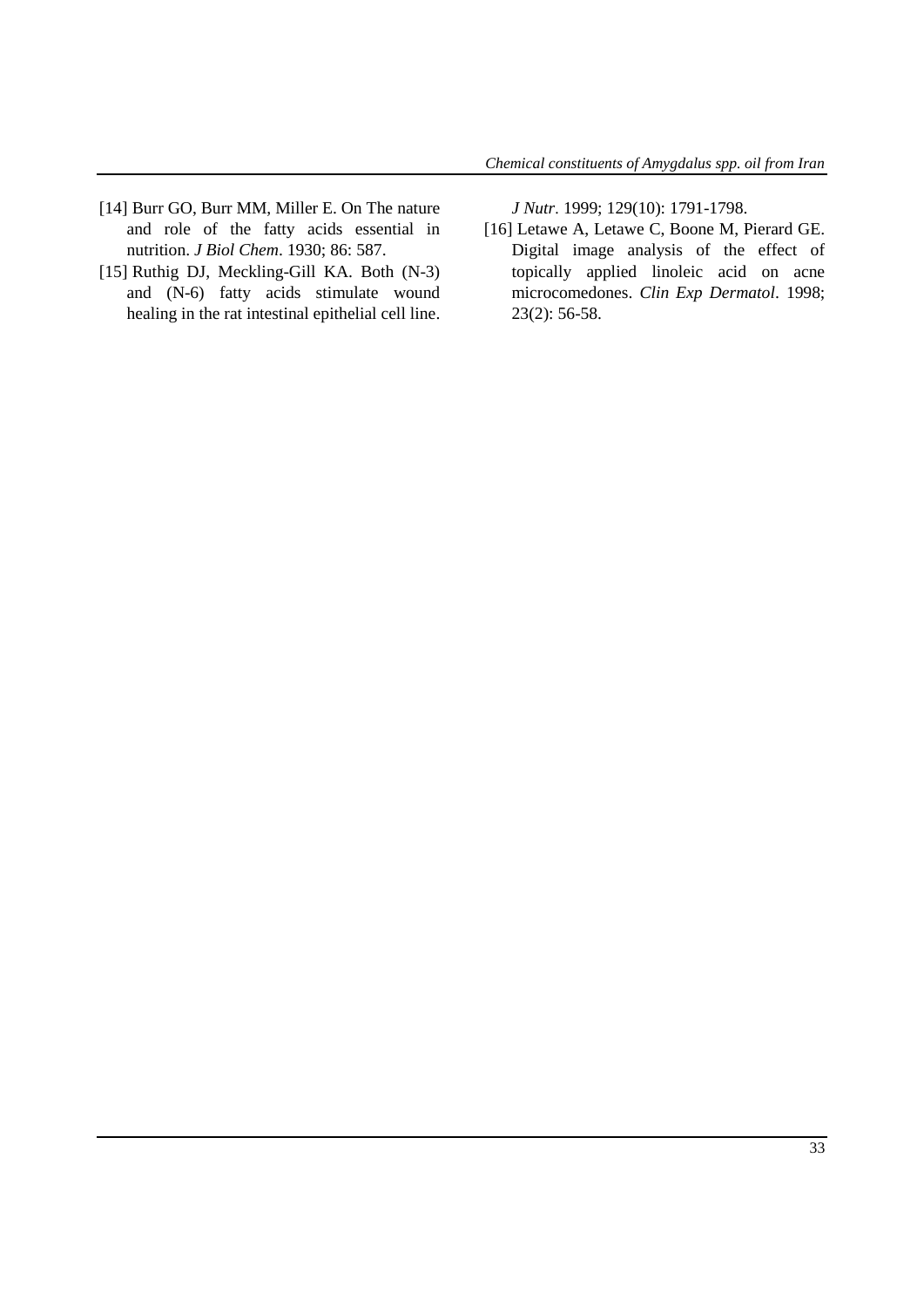[14] Burr GO, Burr MM, Miller E. On The nature and role of the fatty acids essential in nutrition. *J Biol Chem*. 1930; 86: 587.

[15] Ruthig DJ, Meckling-Gill KA. Both (N-3) and (N-6) fatty acids stimulate wound healing in the rat intestinal epithelial cell line. *J Nutr*. 1999; 129(10): 1791-1798.

[16] Letawe A, Letawe C, Boone M, Pierard GE. Digital image analysis of the effect of topically applied linoleic acid on acne microcomedones. *Clin Exp Dermatol*. 1998; 23(2): 56-58.